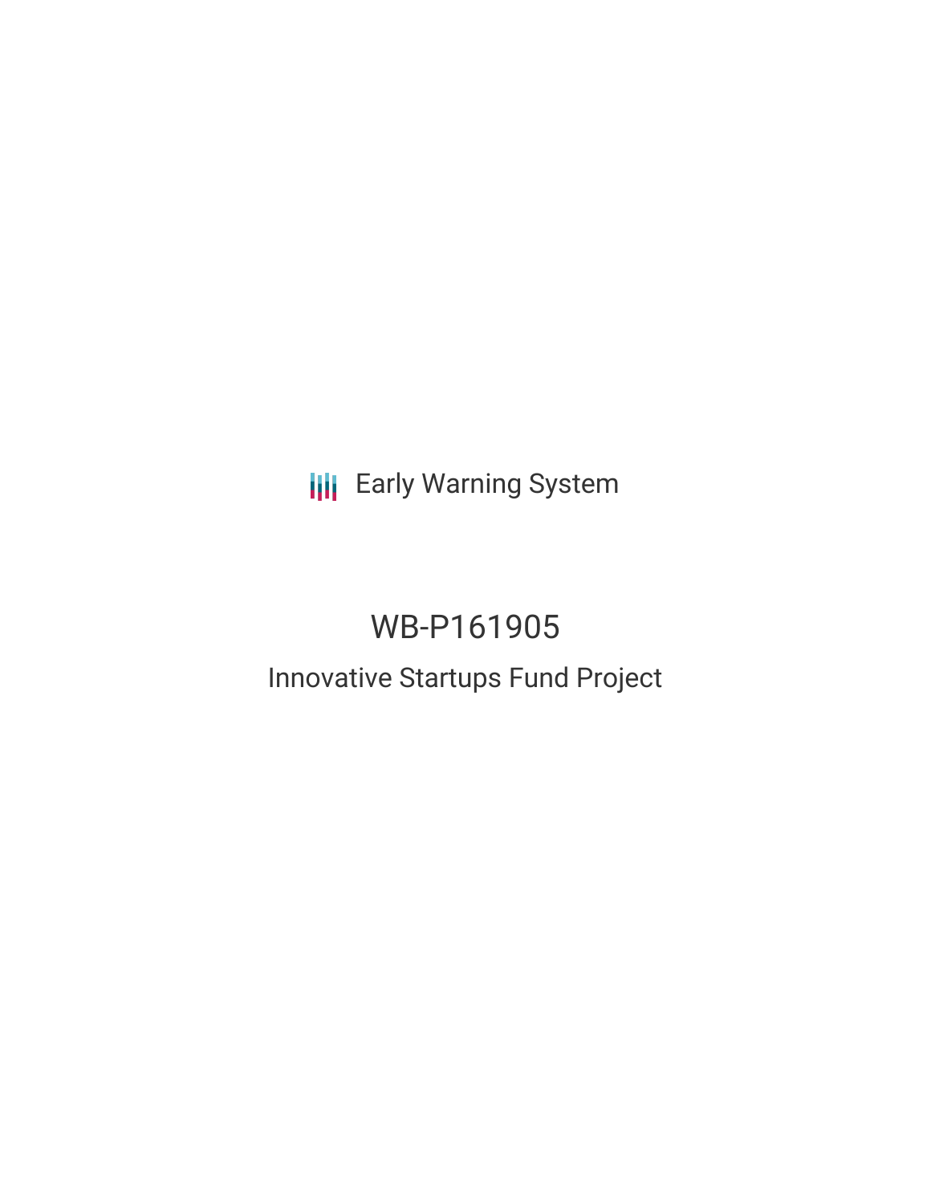Early Warning System

# WB-P161905

## Innovative Startups Fund Project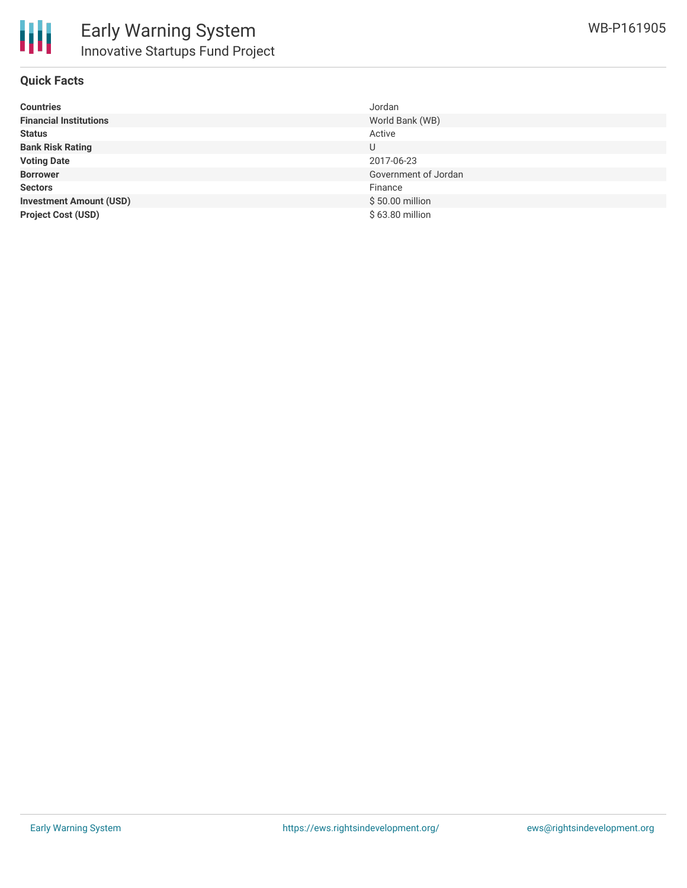# Early Warning System

## Innovative Startups Fund Project

WB-P161905

### Quick Facts

| | |
|---|---|
| **Countries** | Jordan |
| **Financial Institutions** | World Bank (WB) |
| **Status** | Active |
| **Bank Risk Rating** | U |
| **Voting Date** | 2017-06-23 |
| **Borrower** | Government of Jordan |
| **Sectors** | Finance |
| **Investment Amount (USD)** | $ 50.00 million |
| **Project Cost (USD)** | $ 63.80 million |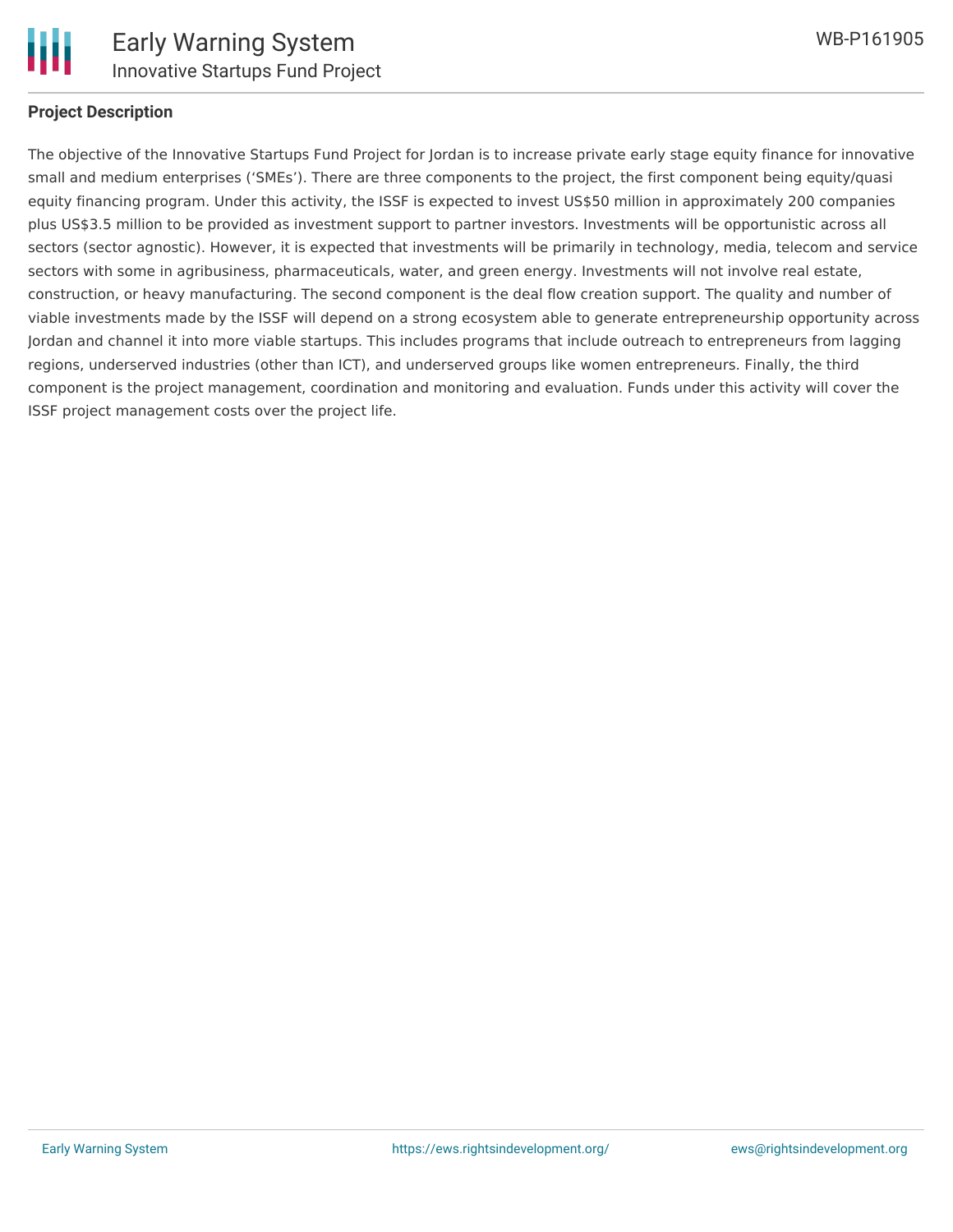## Project Description

The objective of the Innovative Startups Fund Project for Jordan is to increase private early stage equity finance for innovative small and medium enterprises ('SMEs'). There are three components to the project, the first component being equity/quasi equity financing program. Under this activity, the ISSF is expected to invest US$50 million in approximately 200 companies plus US$3.5 million to be provided as investment support to partner investors. Investments will be opportunistic across all sectors (sector agnostic). However, it is expected that investments will be primarily in technology, media, telecom and service sectors with some in agribusiness, pharmaceuticals, water, and green energy. Investments will not involve real estate, construction, or heavy manufacturing. The second component is the deal flow creation support. The quality and number of viable investments made by the ISSF will depend on a strong ecosystem able to generate entrepreneurship opportunity across Jordan and channel it into more viable startups. This includes programs that include outreach to entrepreneurs from lagging regions, underserved industries (other than ICT), and underserved groups like women entrepreneurs. Finally, the third component is the project management, coordination and monitoring and evaluation. Funds under this activity will cover the ISSF project management costs over the project life.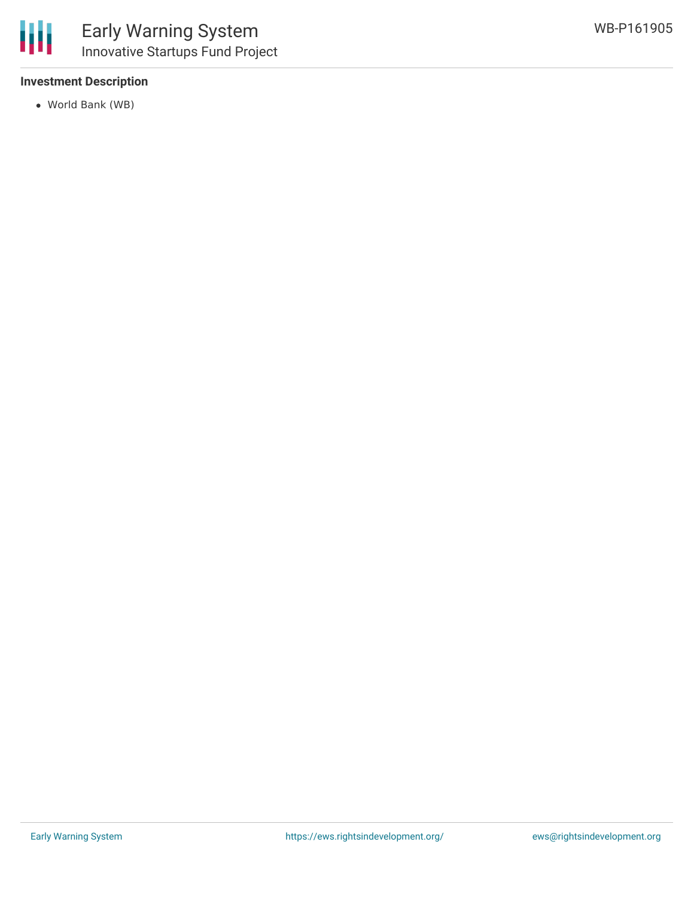### Investment Description

- World Bank (WB)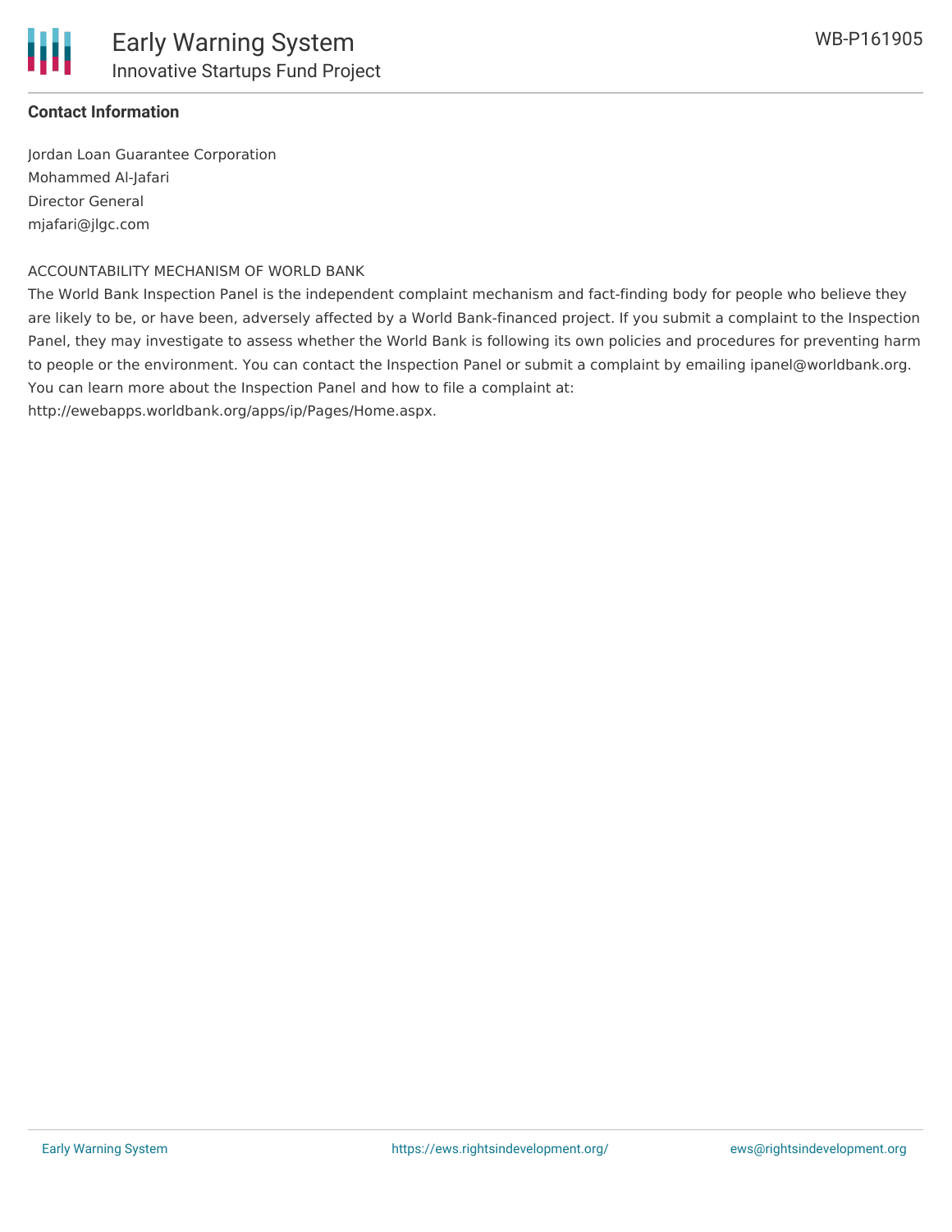**Contact Information**

Jordan Loan Guarantee Corporation
Mohammed Al-Jafari
Director General
mjafari@jlgc.com

ACCOUNTABILITY MECHANISM OF WORLD BANK

The World Bank Inspection Panel is the independent complaint mechanism and fact-finding body for people who believe they are likely to be, or have been, adversely affected by a World Bank-financed project. If you submit a complaint to the Inspection Panel, they may investigate to assess whether the World Bank is following its own policies and procedures for preventing harm to people or the environment. You can contact the Inspection Panel or submit a complaint by emailing ipanel@worldbank.org. You can learn more about the Inspection Panel and how to file a complaint at: http://ewebapps.worldbank.org/apps/ip/Pages/Home.aspx.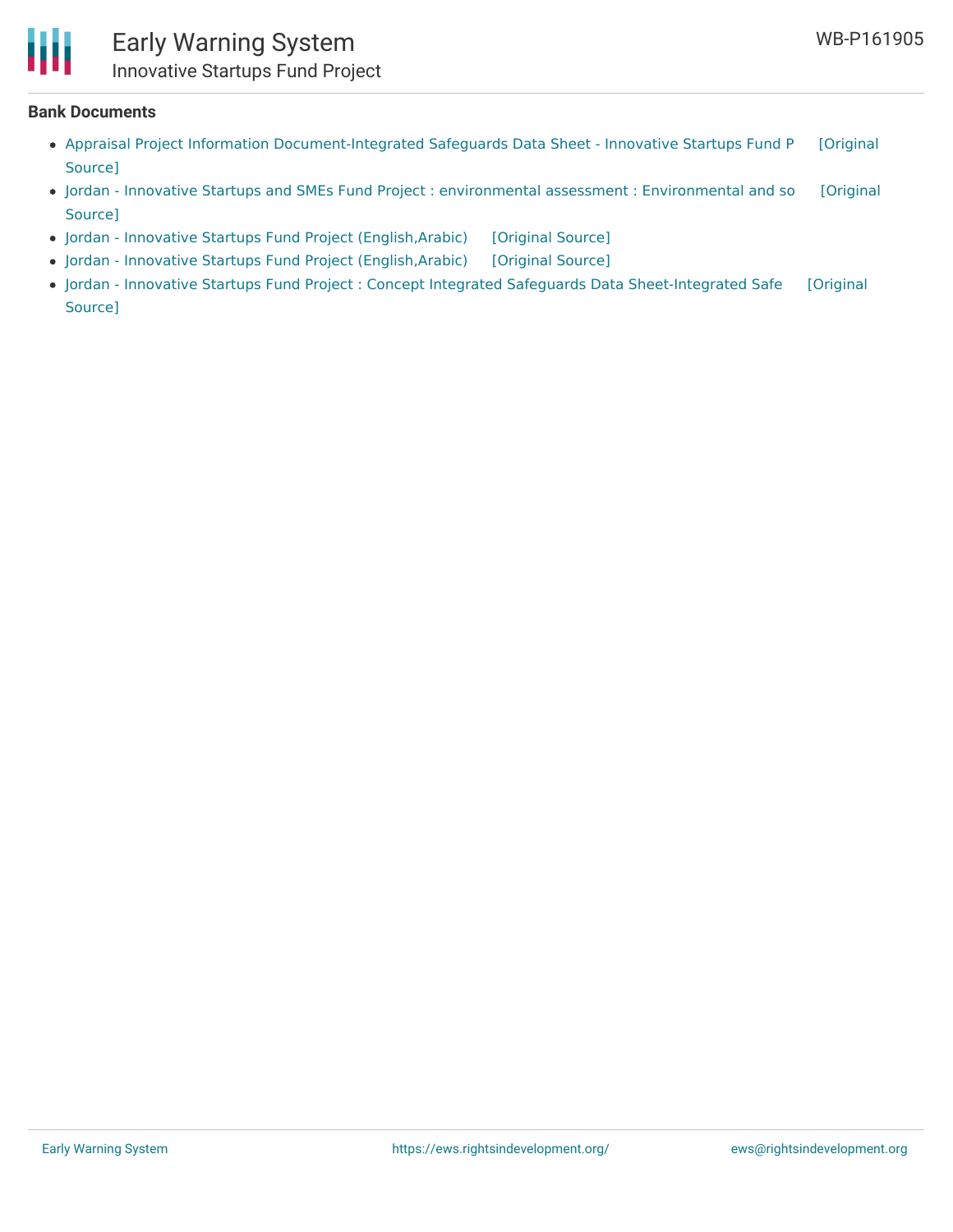**Bank Documents**

- Appraisal Project Information Document-Integrated Safeguards Data Sheet - Innovative Startups Fund P [Original Source]
- Jordan - Innovative Startups and SMEs Fund Project : environmental assessment : Environmental and so [Original Source]
- Jordan - Innovative Startups Fund Project (English,Arabic) [Original Source]
- Jordan - Innovative Startups Fund Project (English,Arabic) [Original Source]
- Jordan - Innovative Startups Fund Project : Concept Integrated Safeguards Data Sheet-Integrated Safe [Original Source]